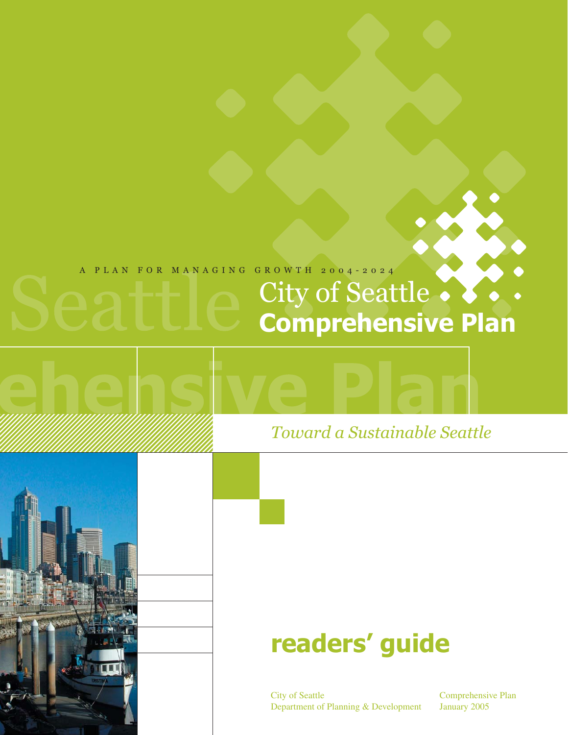A PLAN FOR MANAGING GROWTH 2004-2024

# City of Seattle Comprehensive Plan

*Toward a Sustainable Seattle*

## readers' guide

City of Seattle
Department of Planning & Development

Comprehensive Plan
January 2005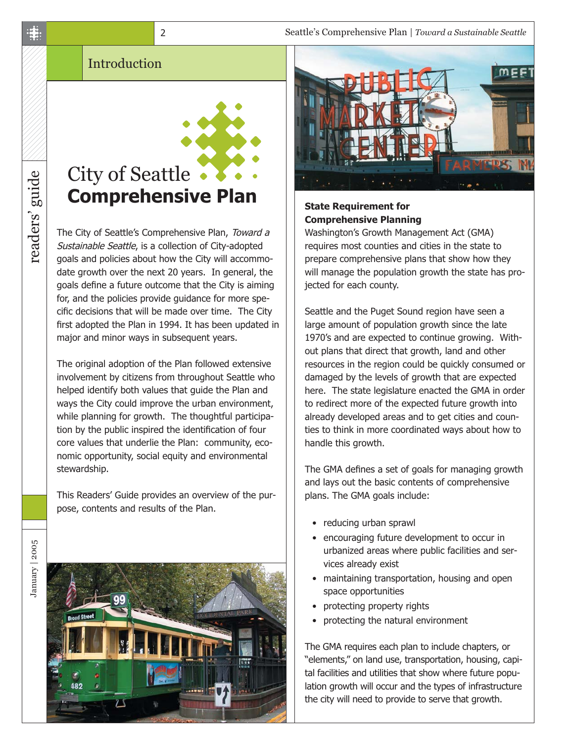## Introduction

City of Seattle
**Comprehensive Plan**

The City of Seattle's Comprehensive Plan, *Toward a Sustainable Seattle*, is a collection of City-adopted goals and policies about how the City will accommodate growth over the next 20 years. In general, the goals define a future outcome that the City is aiming for, and the policies provide guidance for more specific decisions that will be made over time. The City first adopted the Plan in 1994. It has been updated in major and minor ways in subsequent years.

The original adoption of the Plan followed extensive involvement by citizens from throughout Seattle who helped identify both values that guide the Plan and ways the City could improve the urban environment, while planning for growth. The thoughtful participation by the public inspired the identification of four core values that underlie the Plan: community, economic opportunity, social equity and environmental stewardship.

This Readers' Guide provides an overview of the purpose, contents and results of the Plan.

### State Requirement for Comprehensive Planning

Washington's Growth Management Act (GMA) requires most counties and cities in the state to prepare comprehensive plans that show how they will manage the population growth the state has projected for each county.

Seattle and the Puget Sound region have seen a large amount of population growth since the late 1970's and are expected to continue growing. Without plans that direct that growth, land and other resources in the region could be quickly consumed or damaged by the levels of growth that are expected here. The state legislature enacted the GMA in order to redirect more of the expected future growth into already developed areas and to get cities and counties to think in more coordinated ways about how to handle this growth.

The GMA defines a set of goals for managing growth and lays out the basic contents of comprehensive plans. The GMA goals include:

- reducing urban sprawl
- encouraging future development to occur in urbanized areas where public facilities and services already exist
- maintaining transportation, housing and open space opportunities
- protecting property rights
- protecting the natural environment

The GMA requires each plan to include chapters, or "elements," on land use, transportation, housing, capital facilities and utilities that show where future population growth will occur and the types of infrastructure the city will need to provide to serve that growth.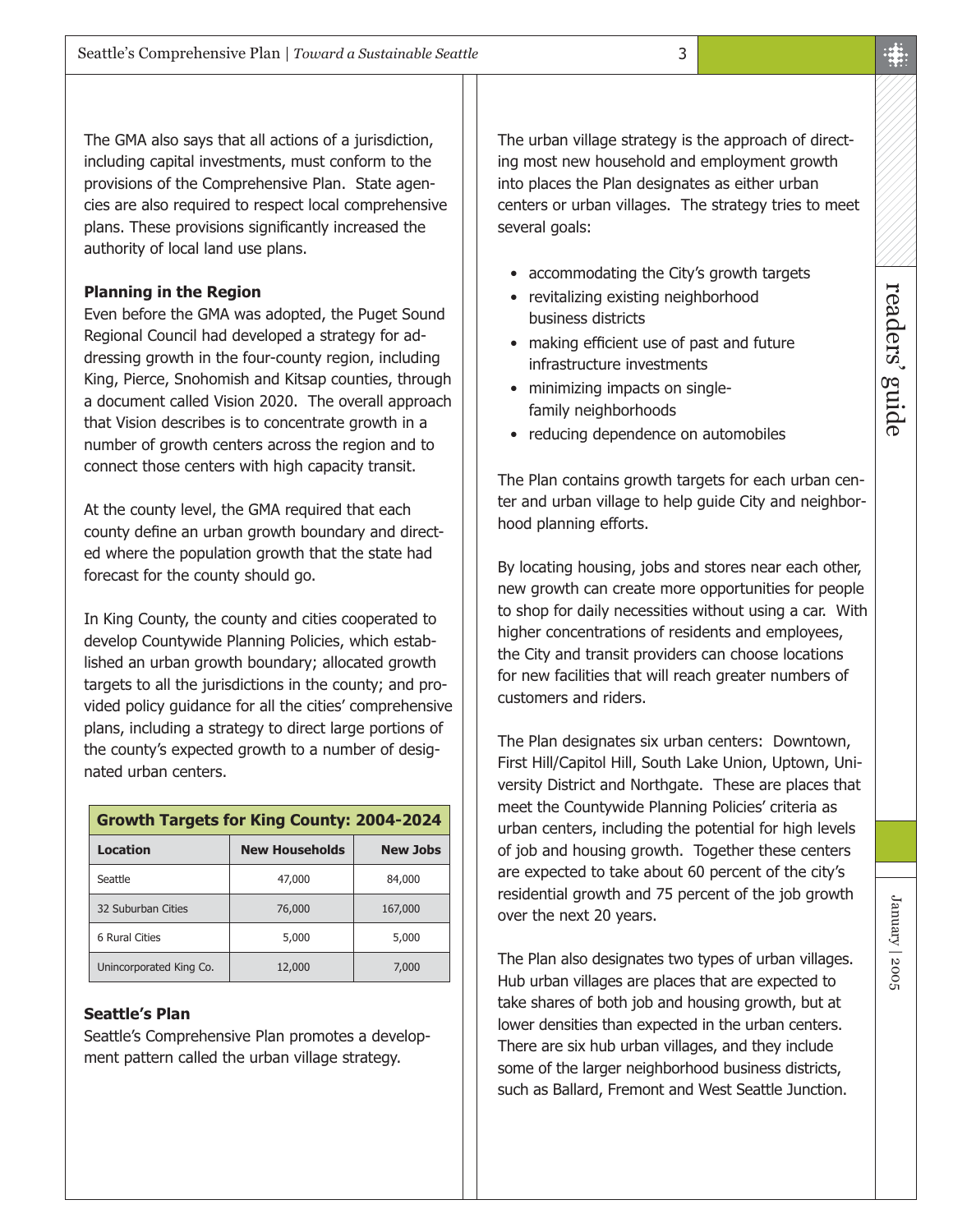The GMA also says that all actions of a jurisdiction, including capital investments, must conform to the provisions of the Comprehensive Plan. State agencies are also required to respect local comprehensive plans. These provisions significantly increased the authority of local land use plans.

**Planning in the Region**

Even before the GMA was adopted, the Puget Sound Regional Council had developed a strategy for addressing growth in the four-county region, including King, Pierce, Snohomish and Kitsap counties, through a document called Vision 2020. The overall approach that Vision describes is to concentrate growth in a number of growth centers across the region and to connect those centers with high capacity transit.

At the county level, the GMA required that each county define an urban growth boundary and directed where the population growth that the state had forecast for the county should go.

In King County, the county and cities cooperated to develop Countywide Planning Policies, which established an urban growth boundary; allocated growth targets to all the jurisdictions in the county; and provided policy guidance for all the cities' comprehensive plans, including a strategy to direct large portions of the county's expected growth to a number of designated urban centers.

**Growth Targets for King County: 2004-2024**

| Location | New Households | New Jobs |
|---|---|---|
| Seattle | 47,000 | 84,000 |
| 32 Suburban Cities | 76,000 | 167,000 |
| 6 Rural Cities | 5,000 | 5,000 |
| Unincorporated King Co. | 12,000 | 7,000 |

**Seattle's Plan**

Seattle's Comprehensive Plan promotes a development pattern called the urban village strategy.

The urban village strategy is the approach of directing most new household and employment growth into places the Plan designates as either urban centers or urban villages. The strategy tries to meet several goals:

- accommodating the City's growth targets
- revitalizing existing neighborhood business districts
- making efficient use of past and future infrastructure investments
- minimizing impacts on single-family neighborhoods
- reducing dependence on automobiles

The Plan contains growth targets for each urban center and urban village to help guide City and neighborhood planning efforts.

By locating housing, jobs and stores near each other, new growth can create more opportunities for people to shop for daily necessities without using a car. With higher concentrations of residents and employees, the City and transit providers can choose locations for new facilities that will reach greater numbers of customers and riders.

The Plan designates six urban centers: Downtown, First Hill/Capitol Hill, South Lake Union, Uptown, University District and Northgate. These are places that meet the Countywide Planning Policies' criteria as urban centers, including the potential for high levels of job and housing growth. Together these centers are expected to take about 60 percent of the city's residential growth and 75 percent of the job growth over the next 20 years.

The Plan also designates two types of urban villages. Hub urban villages are places that are expected to take shares of both job and housing growth, but at lower densities than expected in the urban centers. There are six hub urban villages, and they include some of the larger neighborhood business districts, such as Ballard, Fremont and West Seattle Junction.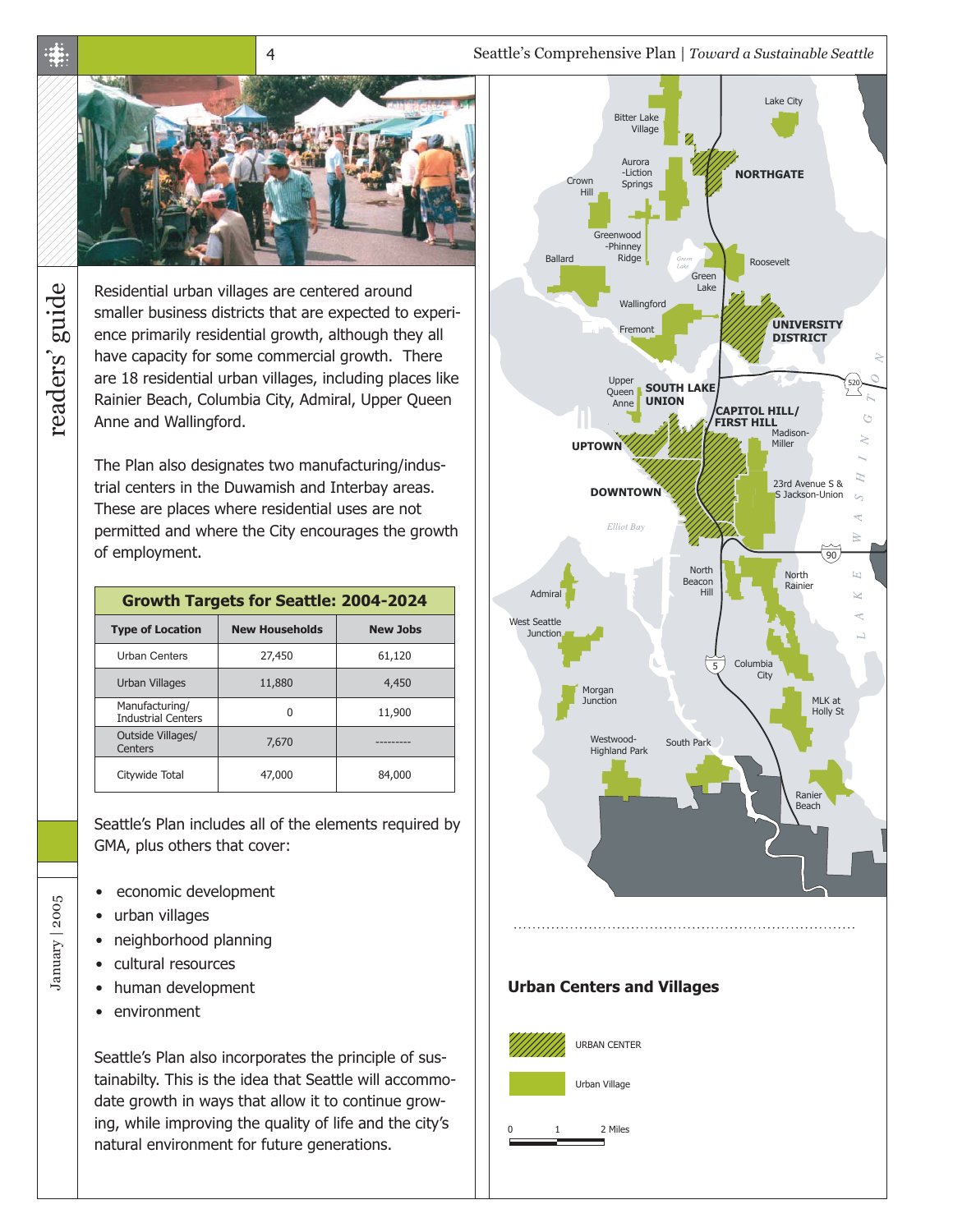Residential urban villages are centered around smaller business districts that are expected to experience primarily residential growth, although they all have capacity for some commercial growth. There are 18 residential urban villages, including places like Rainier Beach, Columbia City, Admiral, Upper Queen Anne and Wallingford.

The Plan also designates two manufacturing/industrial centers in the Duwamish and Interbay areas. These are places where residential uses are not permitted and where the City encourages the growth of employment.

| Growth Targets for Seattle: 2004-2024 | | |
|---|---|---|
| Type of Location | New Households | New Jobs |
| Urban Centers | 27,450 | 61,120 |
| Urban Villages | 11,880 | 4,450 |
| Manufacturing/ Industrial Centers | 0 | 11,900 |
| Outside Villages/ Centers | 7,670 | --------- |
| Citywide Total | 47,000 | 84,000 |

Seattle's Plan includes all of the elements required by GMA, plus others that cover:

- economic development
- urban villages
- neighborhood planning
- cultural resources
- human development
- environment

Seattle's Plan also incorporates the principle of sustainabilty. This is the idea that Seattle will accommodate growth in ways that allow it to continue growing, while improving the quality of life and the city's natural environment for future generations.

## Urban Centers and Villages

URBAN CENTER

Urban Village

0 1 2 Miles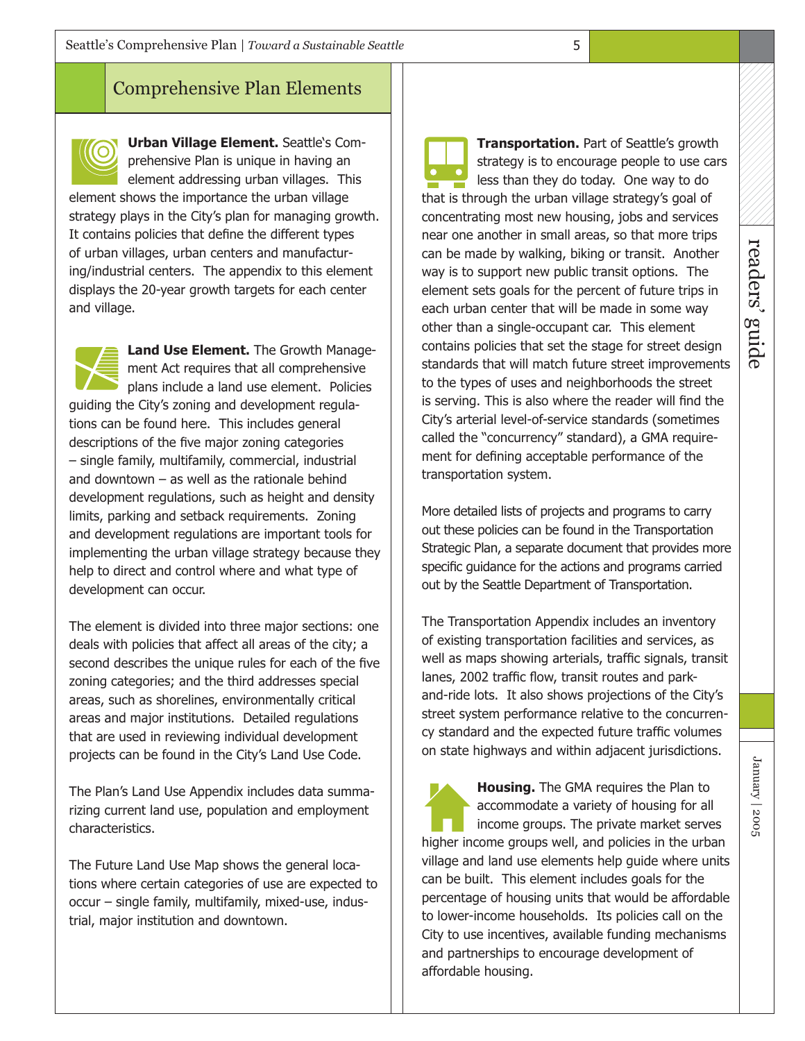## Comprehensive Plan Elements

**Urban Village Element.** Seattle's Comprehensive Plan is unique in having an element addressing urban villages. This element shows the importance the urban village strategy plays in the City's plan for managing growth. It contains policies that define the different types of urban villages, urban centers and manufacturing/industrial centers. The appendix to this element displays the 20-year growth targets for each center and village.

**Land Use Element.** The Growth Management Act requires that all comprehensive plans include a land use element. Policies guiding the City's zoning and development regulations can be found here. This includes general descriptions of the five major zoning categories – single family, multifamily, commercial, industrial and downtown – as well as the rationale behind development regulations, such as height and density limits, parking and setback requirements. Zoning and development regulations are important tools for implementing the urban village strategy because they help to direct and control where and what type of development can occur.

The element is divided into three major sections: one deals with policies that affect all areas of the city; a second describes the unique rules for each of the five zoning categories; and the third addresses special areas, such as shorelines, environmentally critical areas and major institutions. Detailed regulations that are used in reviewing individual development projects can be found in the City's Land Use Code.

The Plan's Land Use Appendix includes data summarizing current land use, population and employment characteristics.

The Future Land Use Map shows the general locations where certain categories of use are expected to occur – single family, multifamily, mixed-use, industrial, major institution and downtown.

**Transportation.** Part of Seattle's growth strategy is to encourage people to use cars less than they do today. One way to do that is through the urban village strategy's goal of concentrating most new housing, jobs and services near one another in small areas, so that more trips can be made by walking, biking or transit. Another way is to support new public transit options. The element sets goals for the percent of future trips in each urban center that will be made in some way other than a single-occupant car. This element contains policies that set the stage for street design standards that will match future street improvements to the types of uses and neighborhoods the street is serving. This is also where the reader will find the City's arterial level-of-service standards (sometimes called the "concurrency" standard), a GMA requirement for defining acceptable performance of the transportation system.

More detailed lists of projects and programs to carry out these policies can be found in the Transportation Strategic Plan, a separate document that provides more specific guidance for the actions and programs carried out by the Seattle Department of Transportation.

The Transportation Appendix includes an inventory of existing transportation facilities and services, as well as maps showing arterials, traffic signals, transit lanes, 2002 traffic flow, transit routes and park-and-ride lots. It also shows projections of the City's street system performance relative to the concurrency standard and the expected future traffic volumes on state highways and within adjacent jurisdictions.

**Housing.** The GMA requires the Plan to accommodate a variety of housing for all income groups. The private market serves higher income groups well, and policies in the urban village and land use elements help guide where units can be built. This element includes goals for the percentage of housing units that would be affordable to lower-income households. Its policies call on the City to use incentives, available funding mechanisms and partnerships to encourage development of affordable housing.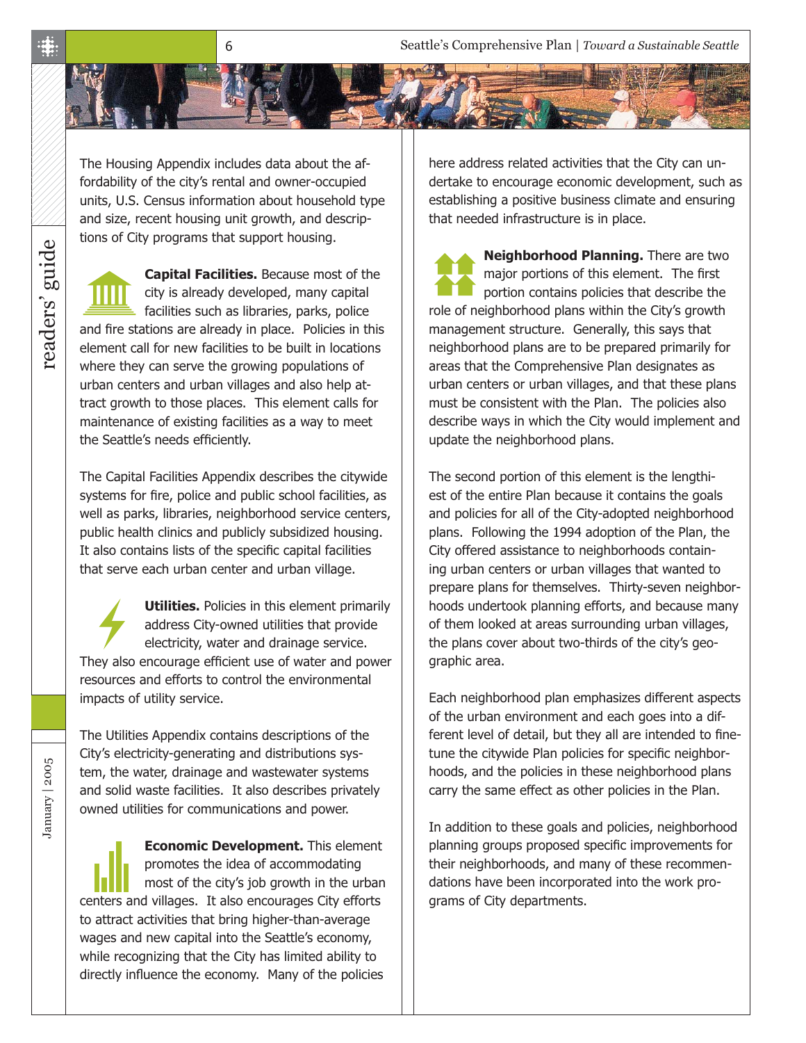The Housing Appendix includes data about the affordability of the city's rental and owner-occupied units, U.S. Census information about household type and size, recent housing unit growth, and descriptions of City programs that support housing.

**Capital Facilities.** Because most of the city is already developed, many capital facilities such as libraries, parks, police and fire stations are already in place. Policies in this element call for new facilities to be built in locations where they can serve the growing populations of urban centers and urban villages and also help attract growth to those places. This element calls for maintenance of existing facilities as a way to meet the Seattle's needs efficiently.

The Capital Facilities Appendix describes the citywide systems for fire, police and public school facilities, as well as parks, libraries, neighborhood service centers, public health clinics and publicly subsidized housing. It also contains lists of the specific capital facilities that serve each urban center and urban village.

**Utilities.** Policies in this element primarily address City-owned utilities that provide electricity, water and drainage service. They also encourage efficient use of water and power resources and efforts to control the environmental impacts of utility service.

The Utilities Appendix contains descriptions of the City's electricity-generating and distributions system, the water, drainage and wastewater systems and solid waste facilities. It also describes privately owned utilities for communications and power.

**Economic Development.** This element promotes the idea of accommodating most of the city's job growth in the urban centers and villages. It also encourages City efforts to attract activities that bring higher-than-average wages and new capital into the Seattle's economy, while recognizing that the City has limited ability to directly influence the economy. Many of the policies here address related activities that the City can undertake to encourage economic development, such as establishing a positive business climate and ensuring that needed infrastructure is in place.

**Neighborhood Planning.** There are two major portions of this element. The first portion contains policies that describe the role of neighborhood plans within the City's growth management structure. Generally, this says that neighborhood plans are to be prepared primarily for areas that the Comprehensive Plan designates as urban centers or urban villages, and that these plans must be consistent with the Plan. The policies also describe ways in which the City would implement and update the neighborhood plans.

The second portion of this element is the lengthiest of the entire Plan because it contains the goals and policies for all of the City-adopted neighborhood plans. Following the 1994 adoption of the Plan, the City offered assistance to neighborhoods containing urban centers or urban villages that wanted to prepare plans for themselves. Thirty-seven neighborhoods undertook planning efforts, and because many of them looked at areas surrounding urban villages, the plans cover about two-thirds of the city's geographic area.

Each neighborhood plan emphasizes different aspects of the urban environment and each goes into a different level of detail, but they all are intended to fine-tune the citywide Plan policies for specific neighborhoods, and the policies in these neighborhood plans carry the same effect as other policies in the Plan.

In addition to these goals and policies, neighborhood planning groups proposed specific improvements for their neighborhoods, and many of these recommendations have been incorporated into the work programs of City departments.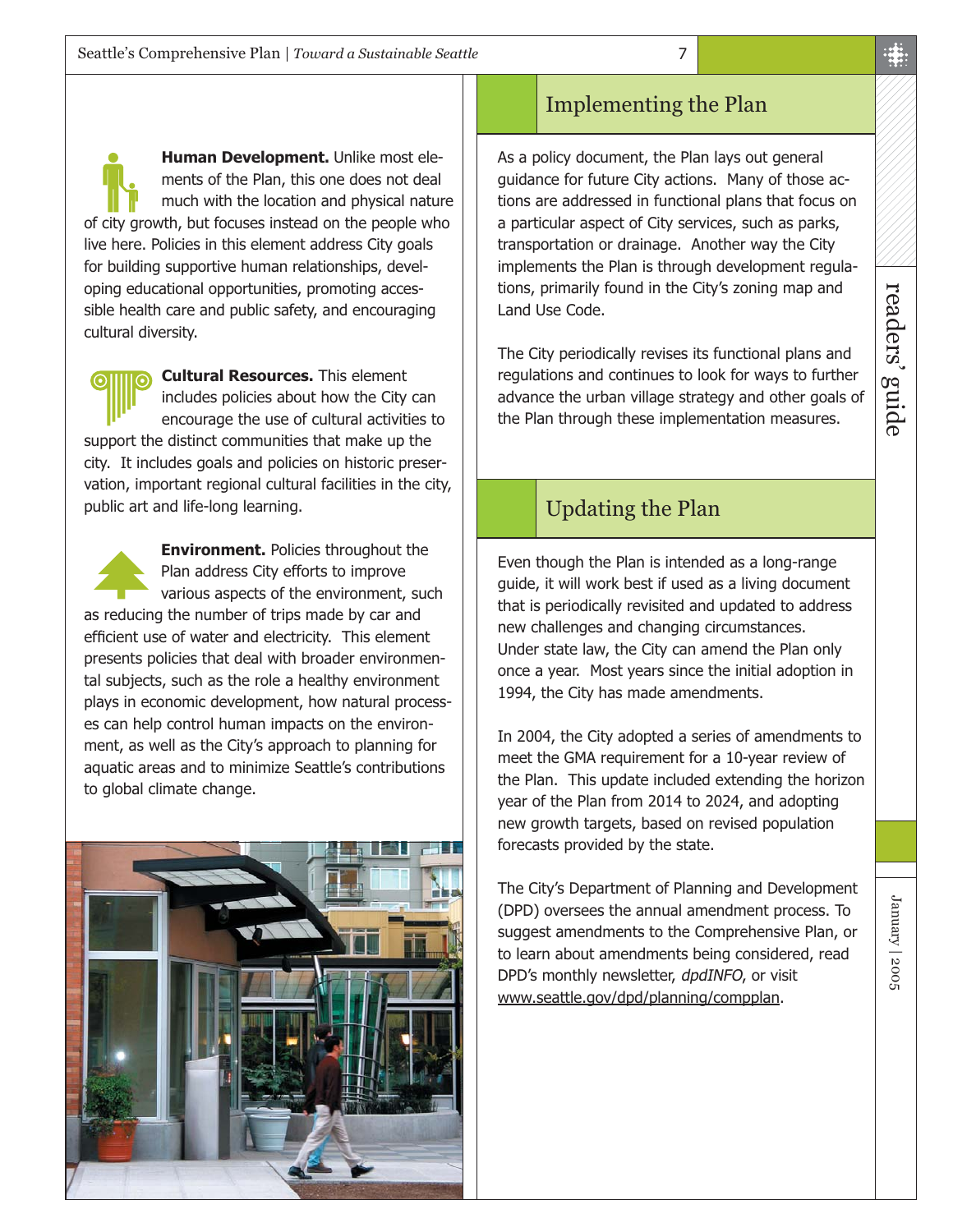**Human Development.** Unlike most elements of the Plan, this one does not deal much with the location and physical nature of city growth, but focuses instead on the people who live here. Policies in this element address City goals for building supportive human relationships, developing educational opportunities, promoting accessible health care and public safety, and encouraging cultural diversity.

**Cultural Resources.** This element includes policies about how the City can encourage the use of cultural activities to support the distinct communities that make up the city. It includes goals and policies on historic preservation, important regional cultural facilities in the city, public art and life-long learning.

**Environment.** Policies throughout the Plan address City efforts to improve various aspects of the environment, such as reducing the number of trips made by car and efficient use of water and electricity. This element presents policies that deal with broader environmental subjects, such as the role a healthy environment plays in economic development, how natural processes can help control human impacts on the environment, as well as the City's approach to planning for aquatic areas and to minimize Seattle's contributions to global climate change.

## Implementing the Plan

As a policy document, the Plan lays out general guidance for future City actions. Many of those actions are addressed in functional plans that focus on a particular aspect of City services, such as parks, transportation or drainage. Another way the City implements the Plan is through development regulations, primarily found in the City's zoning map and Land Use Code.

The City periodically revises its functional plans and regulations and continues to look for ways to further advance the urban village strategy and other goals of the Plan through these implementation measures.

## Updating the Plan

Even though the Plan is intended as a long-range guide, it will work best if used as a living document that is periodically revisited and updated to address new challenges and changing circumstances. Under state law, the City can amend the Plan only once a year. Most years since the initial adoption in 1994, the City has made amendments.

In 2004, the City adopted a series of amendments to meet the GMA requirement for a 10-year review of the Plan. This update included extending the horizon year of the Plan from 2014 to 2024, and adopting new growth targets, based on revised population forecasts provided by the state.

The City's Department of Planning and Development (DPD) oversees the annual amendment process. To suggest amendments to the Comprehensive Plan, or to learn about amendments being considered, read DPD's monthly newsletter, *dpdINFO*, or visit www.seattle.gov/dpd/planning/compplan.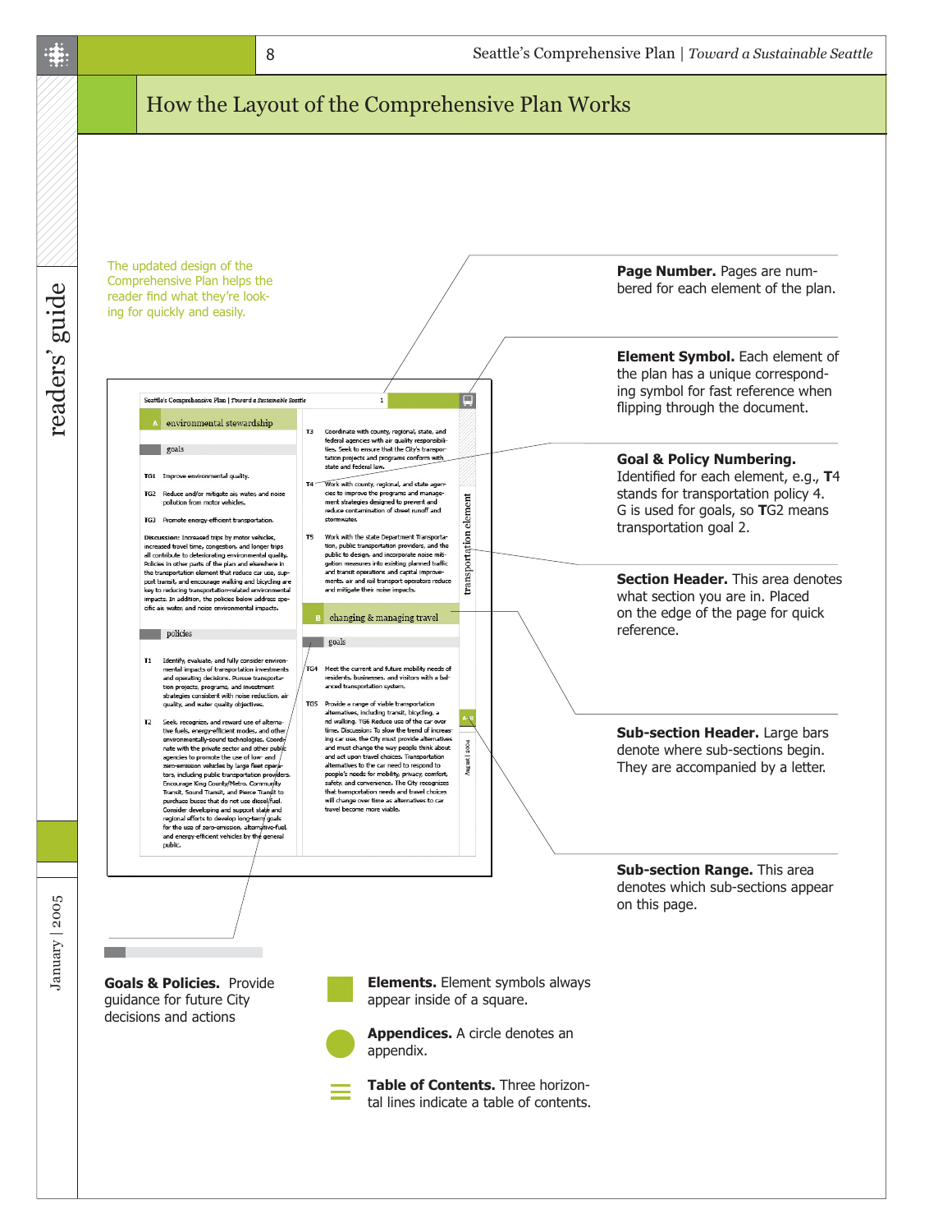# How the Layout of the Comprehensive Plan Works

The updated design of the Comprehensive Plan helps the reader find what they're looking for quickly and easily.

**Page Number.** Pages are numbered for each element of the plan.

**Element Symbol.** Each element of the plan has a unique corresponding symbol for fast reference when flipping through the document.

**Goal & Policy Numbering.** Identified for each element, e.g., **T**4 stands for transportation policy 4. G is used for goals, so **T**G2 means transportation goal 2.

**Section Header.** This area denotes what section you are in. Placed on the edge of the page for quick reference.

**Sub-section Header.** Large bars denote where sub-sections begin. They are accompanied by a letter.

**Sub-section Range.** This area denotes which sub-sections appear on this page.

**Goals & Policies.** Provide guidance for future City decisions and actions

**Elements.** Element symbols always appear inside of a square.

**Appendices.** A circle denotes an appendix.

**Table of Contents.** Three horizontal lines indicate a table of contents.